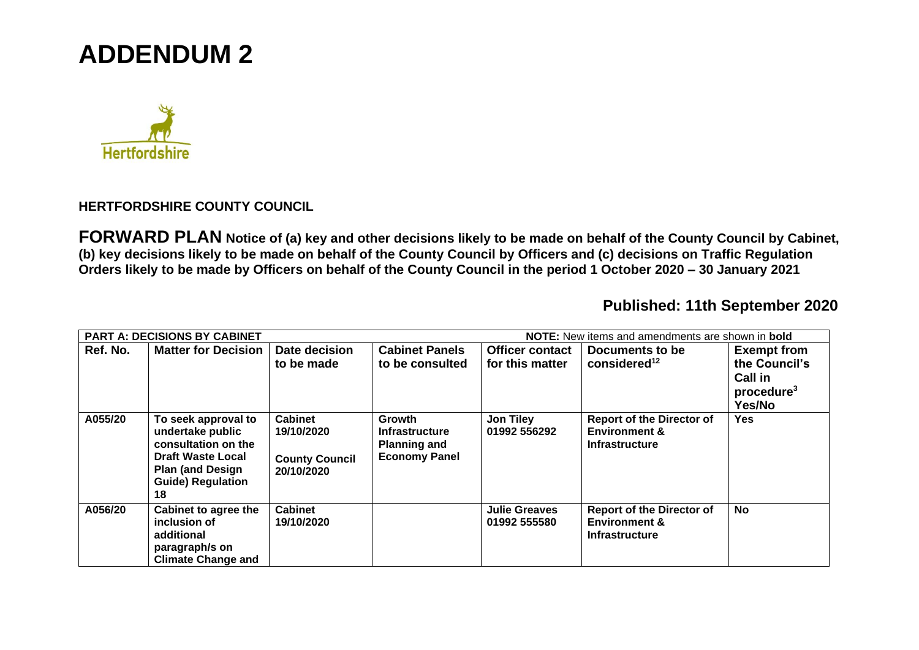# ADDENDUM 2

Hertfordshire

**HERTFORDSHIRE COUNTY COUNCIL**

**FORWARD PLAN Notice of (a) key and other decisions likely to be made on behalf of the County Council by Cabinet, (b) key decisions likely to be made on behalf of the County Council by Officers and (c) decisions on Traffic Regulation Orders likely to be made by Officers on behalf of the County Council in the period 1 October 2020 – 30 January 2021**

**Published: 11th September 2020**

| **PART A: DECISIONS BY CABINET** | | | | **NOTE:** New items and amendments are shown in **bold** | | |
|---|---|---|---|---|---|---|
| **Ref. No.** | **Matter for Decision** | **Date decision to be made** | **Cabinet Panels to be consulted** | **Officer contact for this matter** | **Documents to be considered[12]** | **Exempt from the Council's Call in procedure[3] Yes/No** |
| **A055/20** | **To seek approval to undertake public consultation on the Draft Waste Local Plan (and Design Guide) Regulation 18** | **Cabinet 19/10/2020<br><br>County Council 20/10/2020** | **Growth Infrastructure Planning and Economy Panel** | **Jon Tiley 01992 556292** | **Report of the Director of Environment & Infrastructure** | **Yes** |
| **A056/20** | **Cabinet to agree the inclusion of additional paragraph/s on Climate Change and** | **Cabinet 19/10/2020** | | **Julie Greaves 01992 555580** | **Report of the Director of Environment & Infrastructure** | **No** |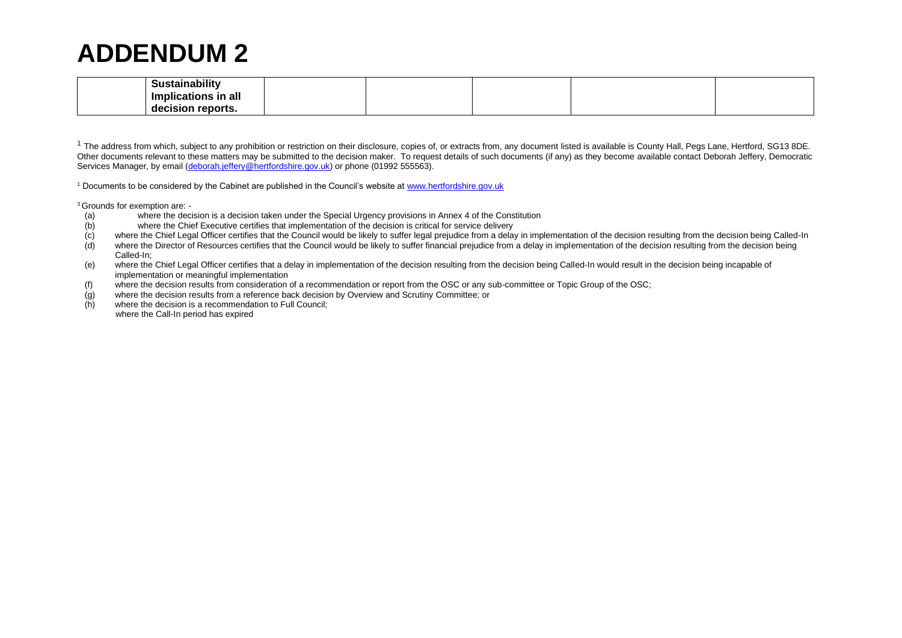# ADDENDUM 2

| | | | | | | |
|---|---|---|---|---|---|---|
| | **Sustainability Implications in all decision reports.** | | | | | |

[1] The address from which, subject to any prohibition or restriction on their disclosure, copies of, or extracts from, any document listed is available is County Hall, Pegs Lane, Hertford, SG13 8DE. Other documents relevant to these matters may be submitted to the decision maker. To request details of such documents (if any) as they become available contact Deborah Jeffery, Democratic Services Manager, by email (deborah.jeffery@hertfordshire.gov.uk) or phone (01992 555563).

[1] Documents to be considered by the Cabinet are published in the Council's website at www.hertfordshire.gov.uk

[3] Grounds for exemption are: -

(a) where the decision is a decision taken under the Special Urgency provisions in Annex 4 of the Constitution
(b) where the Chief Executive certifies that implementation of the decision is critical for service delivery
(c) where the Chief Legal Officer certifies that the Council would be likely to suffer legal prejudice from a delay in implementation of the decision resulting from the decision being Called-In
(d) where the Director of Resources certifies that the Council would be likely to suffer financial prejudice from a delay in implementation of the decision resulting from the decision being Called-In;
(e) where the Chief Legal Officer certifies that a delay in implementation of the decision resulting from the decision being Called-In would result in the decision being incapable of implementation or meaningful implementation
(f) where the decision results from consideration of a recommendation or report from the OSC or any sub-committee or Topic Group of the OSC;
(g) where the decision results from a reference back decision by Overview and Scrutiny Committee; or
(h) where the decision is a recommendation to Full Council;
where the Call-In period has expired